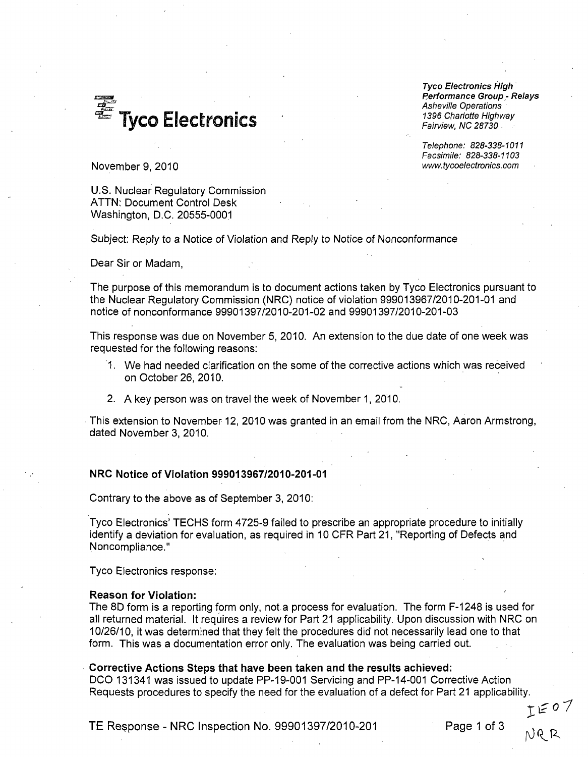Tyco Electronics

*Tyco Electronics High Performance Group - Relays*
*Asheville Operations*
*1396 Charlotte Highway*
*Fairview, NC 28730*

*Telephone: 828-338-1011*
*Facsimile: 828-338-1103*
*www.tycoelectronics.com*

November 9, 2010

U.S. Nuclear Regulatory Commission
ATTN: Document Control Desk
Washington, D.C. 20555-0001

Subject: Reply to a Notice of Violation and Reply to Notice of Nonconformance

Dear Sir or Madam,

The purpose of this memorandum is to document actions taken by Tyco Electronics pursuant to the Nuclear Regulatory Commission (NRC) notice of violation 999013967/2010-201-01 and notice of nonconformance 99901397/2010-201-02 and 99901397/2010-201-03

This response was due on November 5, 2010. An extension to the due date of one week was requested for the following reasons:

1. We had needed clarification on the some of the corrective actions which was received on October 26, 2010.
2. A key person was on travel the week of November 1, 2010.

This extension to November 12, 2010 was granted in an email from the NRC, Aaron Armstrong, dated November 3, 2010.

**NRC Notice of Violation 999013967/2010-201-01**

Contrary to the above as of September 3, 2010:

Tyco Electronics' TECHS form 4725-9 failed to prescribe an appropriate procedure to initially identify a deviation for evaluation, as required in 10 CFR Part 21, "Reporting of Defects and Noncompliance."

Tyco Electronics response:

**Reason for Violation:**
The 8D form is a reporting form only, not a process for evaluation. The form F-1248 is used for all returned material. It requires a review for Part 21 applicability. Upon discussion with NRC on 10/26/10, it was determined that they felt the procedures did not necessarily lead one to that form. This was a documentation error only. The evaluation was being carried out.

**Corrective Actions Steps that have been taken and the results achieved:**
DCO 131341 was issued to update PP-19-001 Servicing and PP-14-001 Corrective Action Requests procedures to specify the need for the evaluation of a defect for Part 21 applicability.

IE07
NRR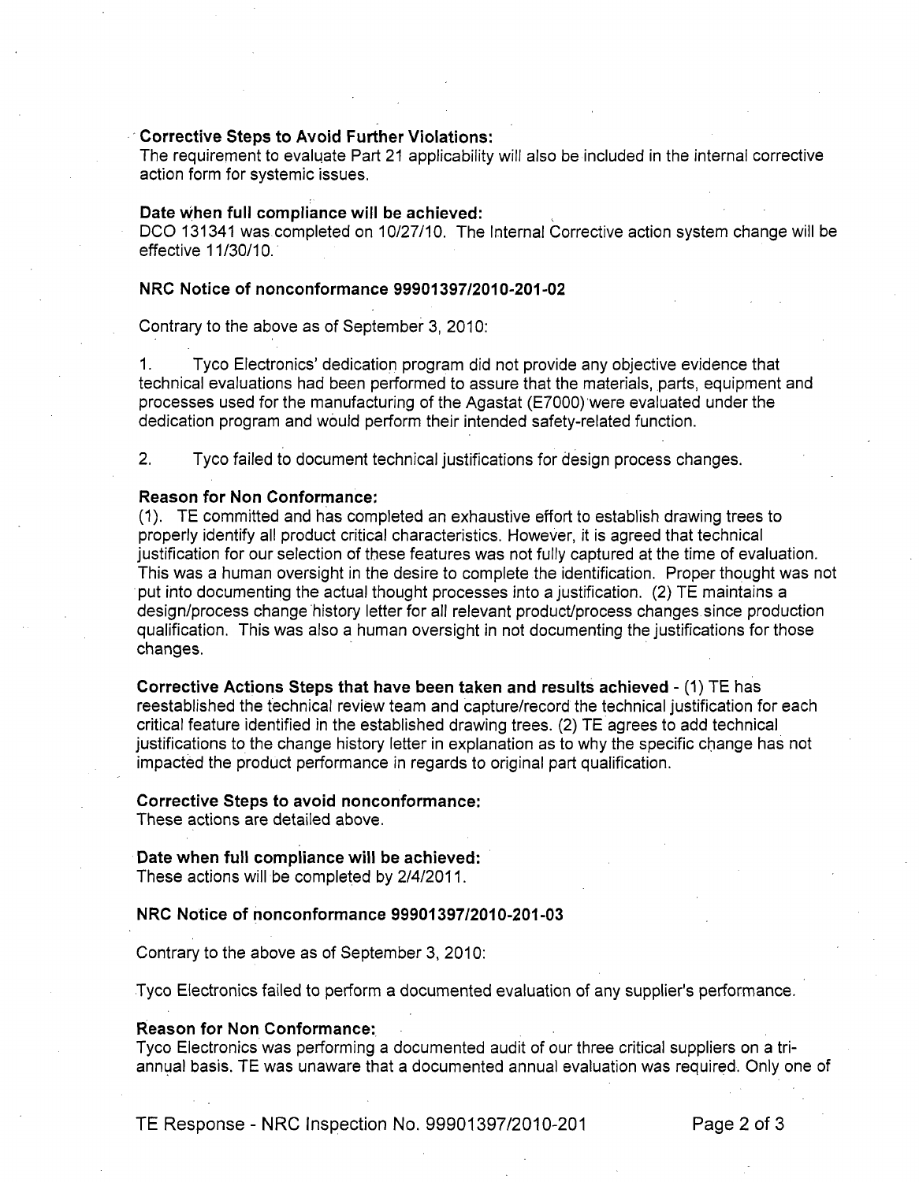**Corrective Steps to Avoid Further Violations:**
The requirement to evaluate Part 21 applicability will also be included in the internal corrective action form for systemic issues.

**Date when full compliance will be achieved:**
DCO 131341 was completed on 10/27/10. The Internal Corrective action system change will be effective 11/30/10.

**NRC Notice of nonconformance 99901397/2010-201-02**

Contrary to the above as of September 3, 2010:

1. Tyco Electronics' dedication program did not provide any objective evidence that technical evaluations had been performed to assure that the materials, parts, equipment and processes used for the manufacturing of the Agastat (E7000) were evaluated under the dedication program and would perform their intended safety-related function.

2. Tyco failed to document technical justifications for design process changes.

**Reason for Non Conformance:**
(1). TE committed and has completed an exhaustive effort to establish drawing trees to properly identify all product critical characteristics. However, it is agreed that technical justification for our selection of these features was not fully captured at the time of evaluation. This was a human oversight in the desire to complete the identification. Proper thought was not put into documenting the actual thought processes into a justification. (2) TE maintains a design/process change history letter for all relevant product/process changes since production qualification. This was also a human oversight in not documenting the justifications for those changes.

**Corrective Actions Steps that have been taken and results achieved** - (1) TE has reestablished the technical review team and capture/record the technical justification for each critical feature identified in the established drawing trees. (2) TE agrees to add technical justifications to the change history letter in explanation as to why the specific change has not impacted the product performance in regards to original part qualification.

**Corrective Steps to avoid nonconformance:**
These actions are detailed above.

**Date when full compliance will be achieved:**
These actions will be completed by 2/4/2011.

**NRC Notice of nonconformance 99901397/2010-201-03**

Contrary to the above as of September 3, 2010:

Tyco Electronics failed to perform a documented evaluation of any supplier's performance.

**Reason for Non Conformance:**
Tyco Electronics was performing a documented audit of our three critical suppliers on a tri-annual basis. TE was unaware that a documented annual evaluation was required. Only one of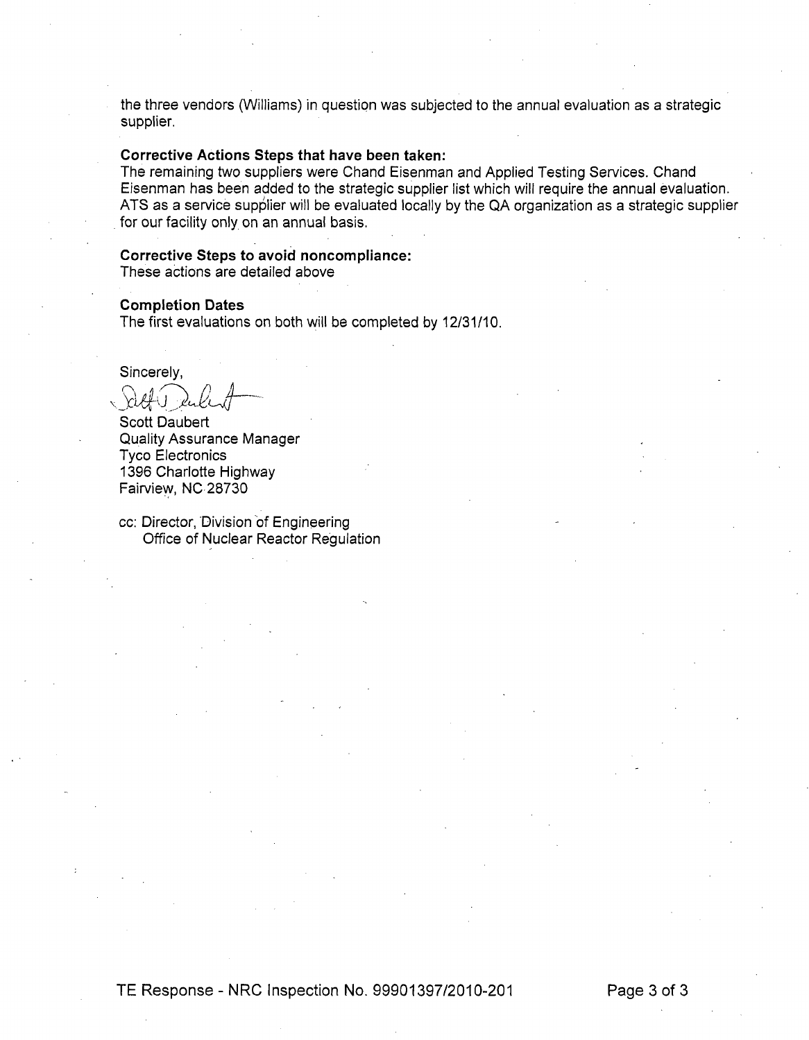the three vendors (Williams) in question was subjected to the annual evaluation as a strategic supplier.

**Corrective Actions Steps that have been taken:**
The remaining two suppliers were Chand Eisenman and Applied Testing Services. Chand Eisenman has been added to the strategic supplier list which will require the annual evaluation. ATS as a service supplier will be evaluated locally by the QA organization as a strategic supplier for our facility only on an annual basis.

**Corrective Steps to avoid noncompliance:**
These actions are detailed above

**Completion Dates**
The first evaluations on both will be completed by 12/31/10.

Sincerely,

Scott Daubert
Quality Assurance Manager
Tyco Electronics
1396 Charlotte Highway
Fairview, NC 28730

cc: Director, Division of Engineering
Office of Nuclear Reactor Regulation

TE Response - NRC Inspection No. 99901397/2010-201